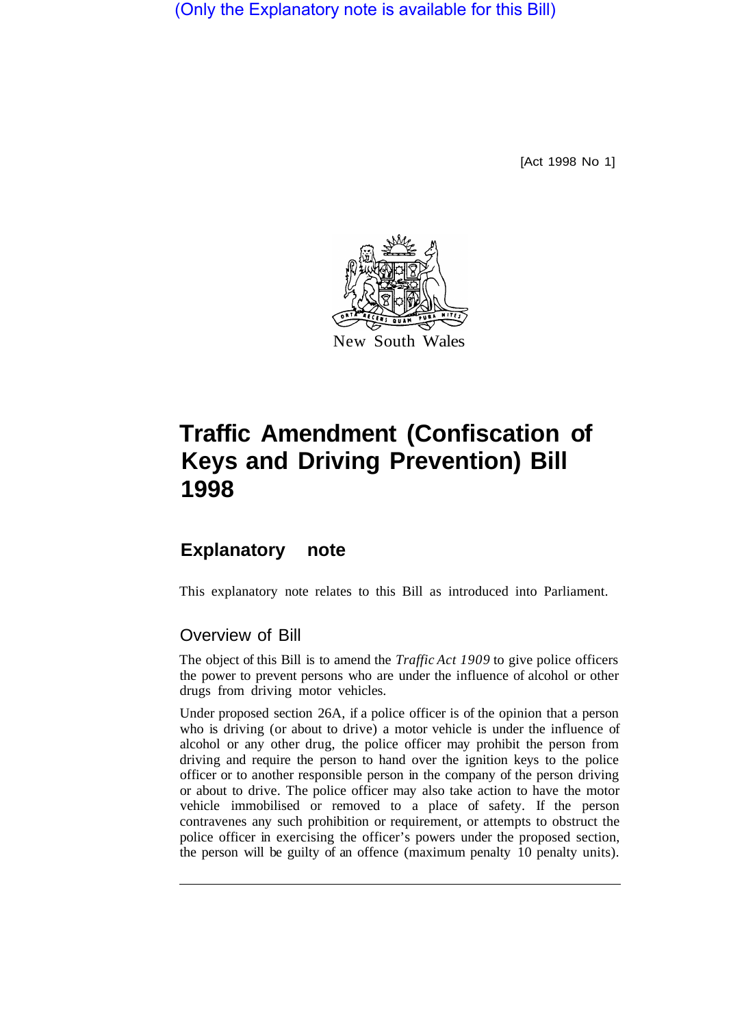(Only the Explanatory note is available for this Bill)

[Act 1998 No 1]

New South Wales

# Traffic Amendment (Confiscation of Keys and Driving Prevention) Bill 1998

## Explanatory note

This explanatory note relates to this Bill as introduced into Parliament.

### Overview of Bill

The object of this Bill is to amend the *Traffic Act 1909* to give police officers the power to prevent persons who are under the influence of alcohol or other drugs from driving motor vehicles.

Under proposed section 26A, if a police officer is of the opinion that a person who is driving (or about to drive) a motor vehicle is under the influence of alcohol or any other drug, the police officer may prohibit the person from driving and require the person to hand over the ignition keys to the police officer or to another responsible person in the company of the person driving or about to drive. The police officer may also take action to have the motor vehicle immobilised or removed to a place of safety. If the person contravenes any such prohibition or requirement, or attempts to obstruct the police officer in exercising the officer's powers under the proposed section, the person will be guilty of an offence (maximum penalty 10 penalty units).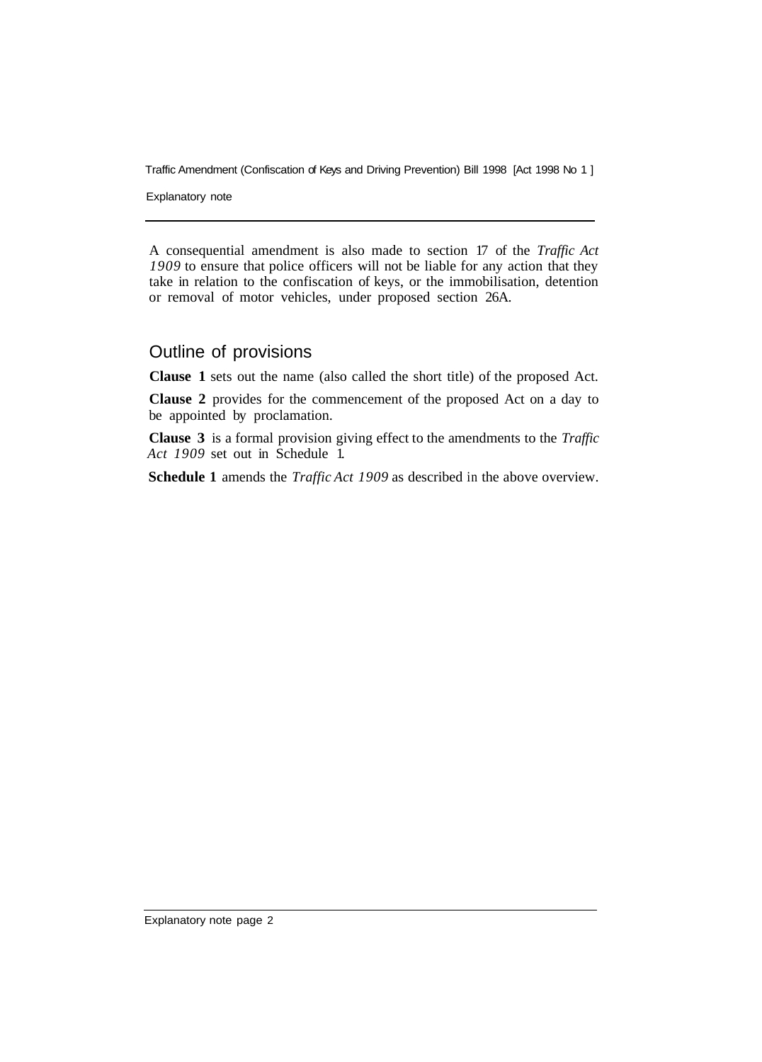A consequential amendment is also made to section 17 of the *Traffic Act 1909* to ensure that police officers will not be liable for any action that they take in relation to the confiscation of keys, or the immobilisation, detention or removal of motor vehicles, under proposed section 26A.

## Outline of provisions

**Clause 1** sets out the name (also called the short title) of the proposed Act.

**Clause 2** provides for the commencement of the proposed Act on a day to be appointed by proclamation.

**Clause 3** is a formal provision giving effect to the amendments to the *Traffic Act 1909* set out in Schedule 1.

**Schedule 1** amends the *Traffic Act 1909* as described in the above overview.